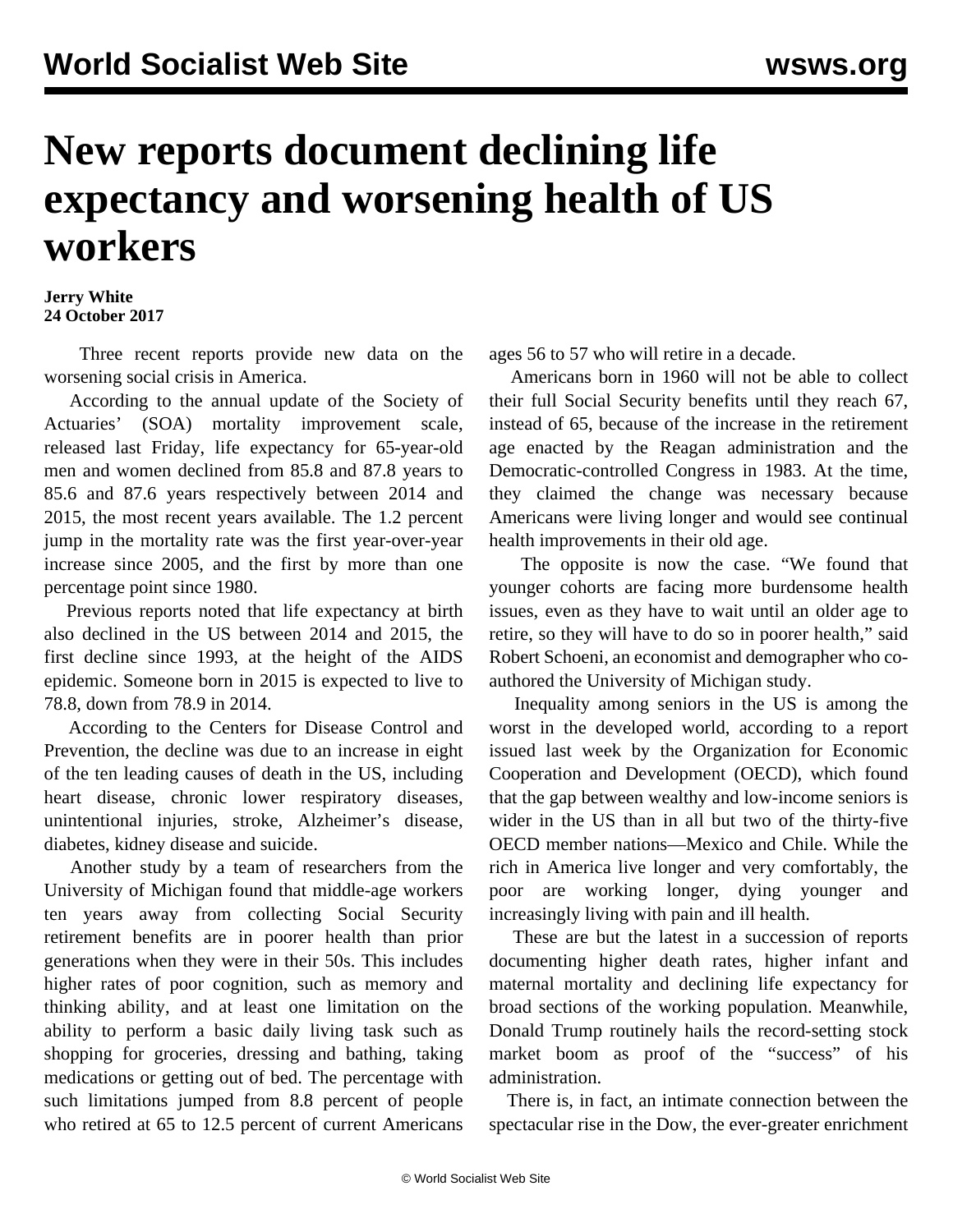# New reports document declining life expectancy and worsening health of US workers

**Jerry White**
**24 October 2017**

Three recent reports provide new data on the worsening social crisis in America.

According to the annual update of the Society of Actuaries' (SOA) mortality improvement scale, released last Friday, life expectancy for 65-year-old men and women declined from 85.8 and 87.8 years to 85.6 and 87.6 years respectively between 2014 and 2015, the most recent years available. The 1.2 percent jump in the mortality rate was the first year-over-year increase since 2005, and the first by more than one percentage point since 1980.

Previous reports noted that life expectancy at birth also declined in the US between 2014 and 2015, the first decline since 1993, at the height of the AIDS epidemic. Someone born in 2015 is expected to live to 78.8, down from 78.9 in 2014.

According to the Centers for Disease Control and Prevention, the decline was due to an increase in eight of the ten leading causes of death in the US, including heart disease, chronic lower respiratory diseases, unintentional injuries, stroke, Alzheimer's disease, diabetes, kidney disease and suicide.

Another study by a team of researchers from the University of Michigan found that middle-age workers ten years away from collecting Social Security retirement benefits are in poorer health than prior generations when they were in their 50s. This includes higher rates of poor cognition, such as memory and thinking ability, and at least one limitation on the ability to perform a basic daily living task such as shopping for groceries, dressing and bathing, taking medications or getting out of bed. The percentage with such limitations jumped from 8.8 percent of people who retired at 65 to 12.5 percent of current Americans ages 56 to 57 who will retire in a decade.

Americans born in 1960 will not be able to collect their full Social Security benefits until they reach 67, instead of 65, because of the increase in the retirement age enacted by the Reagan administration and the Democratic-controlled Congress in 1983. At the time, they claimed the change was necessary because Americans were living longer and would see continual health improvements in their old age.

The opposite is now the case. "We found that younger cohorts are facing more burdensome health issues, even as they have to wait until an older age to retire, so they will have to do so in poorer health," said Robert Schoeni, an economist and demographer who co-authored the University of Michigan study.

Inequality among seniors in the US is among the worst in the developed world, according to a report issued last week by the Organization for Economic Cooperation and Development (OECD), which found that the gap between wealthy and low-income seniors is wider in the US than in all but two of the thirty-five OECD member nations—Mexico and Chile. While the rich in America live longer and very comfortably, the poor are working longer, dying younger and increasingly living with pain and ill health.

These are but the latest in a succession of reports documenting higher death rates, higher infant and maternal mortality and declining life expectancy for broad sections of the working population. Meanwhile, Donald Trump routinely hails the record-setting stock market boom as proof of the "success" of his administration.

There is, in fact, an intimate connection between the spectacular rise in the Dow, the ever-greater enrichment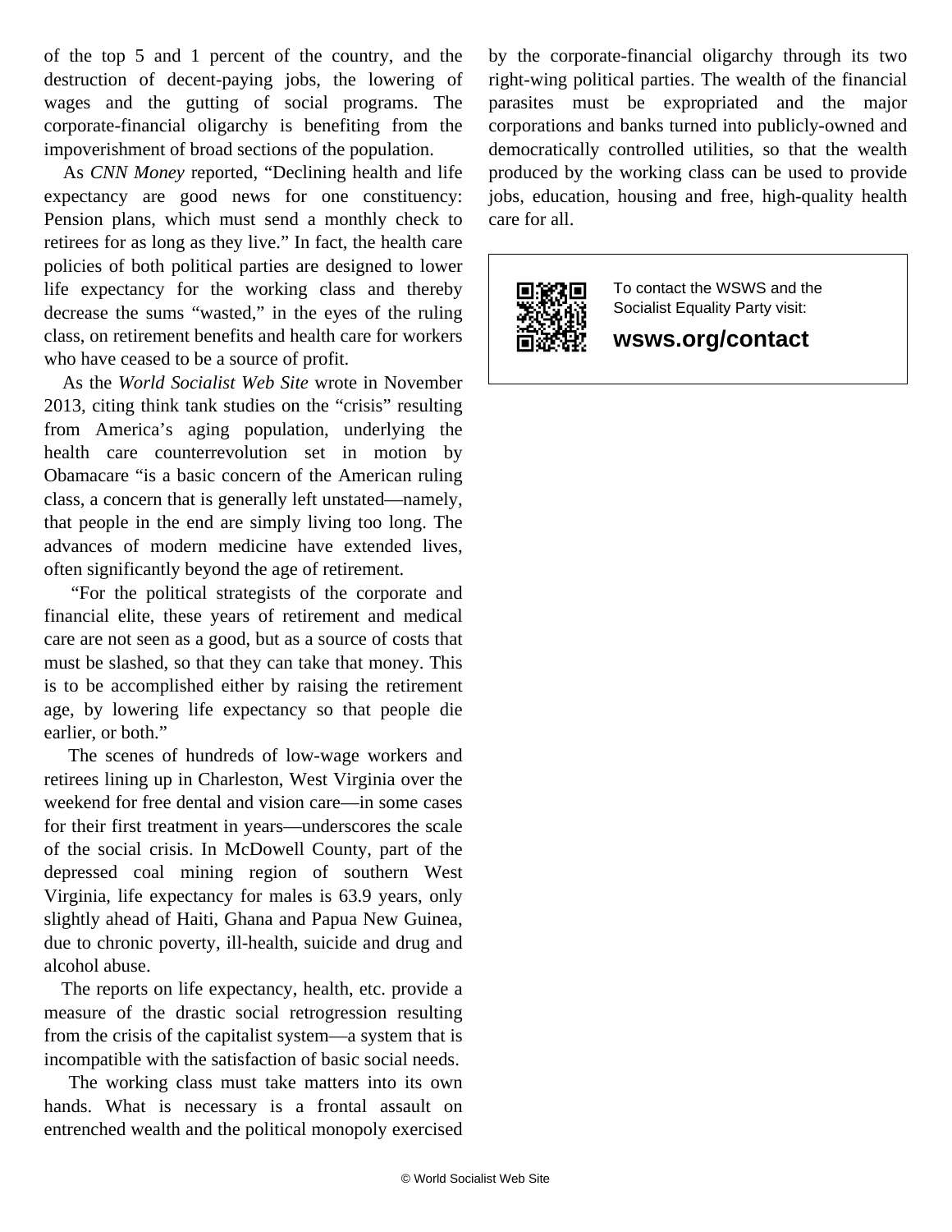of the top 5 and 1 percent of the country, and the destruction of decent-paying jobs, the lowering of wages and the gutting of social programs. The corporate-financial oligarchy is benefiting from the impoverishment of broad sections of the population.

As *CNN Money* reported, "Declining health and life expectancy are good news for one constituency: Pension plans, which must send a monthly check to retirees for as long as they live." In fact, the health care policies of both political parties are designed to lower life expectancy for the working class and thereby decrease the sums "wasted," in the eyes of the ruling class, on retirement benefits and health care for workers who have ceased to be a source of profit.

As the *World Socialist Web Site* wrote in November 2013, citing think tank studies on the "crisis" resulting from America's aging population, underlying the health care counterrevolution set in motion by Obamacare "is a basic concern of the American ruling class, a concern that is generally left unstated—namely, that people in the end are simply living too long. The advances of modern medicine have extended lives, often significantly beyond the age of retirement.

"For the political strategists of the corporate and financial elite, these years of retirement and medical care are not seen as a good, but as a source of costs that must be slashed, so that they can take that money. This is to be accomplished either by raising the retirement age, by lowering life expectancy so that people die earlier, or both."

The scenes of hundreds of low-wage workers and retirees lining up in Charleston, West Virginia over the weekend for free dental and vision care—in some cases for their first treatment in years—underscores the scale of the social crisis. In McDowell County, part of the depressed coal mining region of southern West Virginia, life expectancy for males is 63.9 years, only slightly ahead of Haiti, Ghana and Papua New Guinea, due to chronic poverty, ill-health, suicide and drug and alcohol abuse.

The reports on life expectancy, health, etc. provide a measure of the drastic social retrogression resulting from the crisis of the capitalist system—a system that is incompatible with the satisfaction of basic social needs.

The working class must take matters into its own hands. What is necessary is a frontal assault on entrenched wealth and the political monopoly exercised by the corporate-financial oligarchy through its two right-wing political parties. The wealth of the financial parasites must be expropriated and the major corporations and banks turned into publicly-owned and democratically controlled utilities, so that the wealth produced by the working class can be used to provide jobs, education, housing and free, high-quality health care for all.

To contact the WSWS and the Socialist Equality Party visit:

**wsws.org/contact**